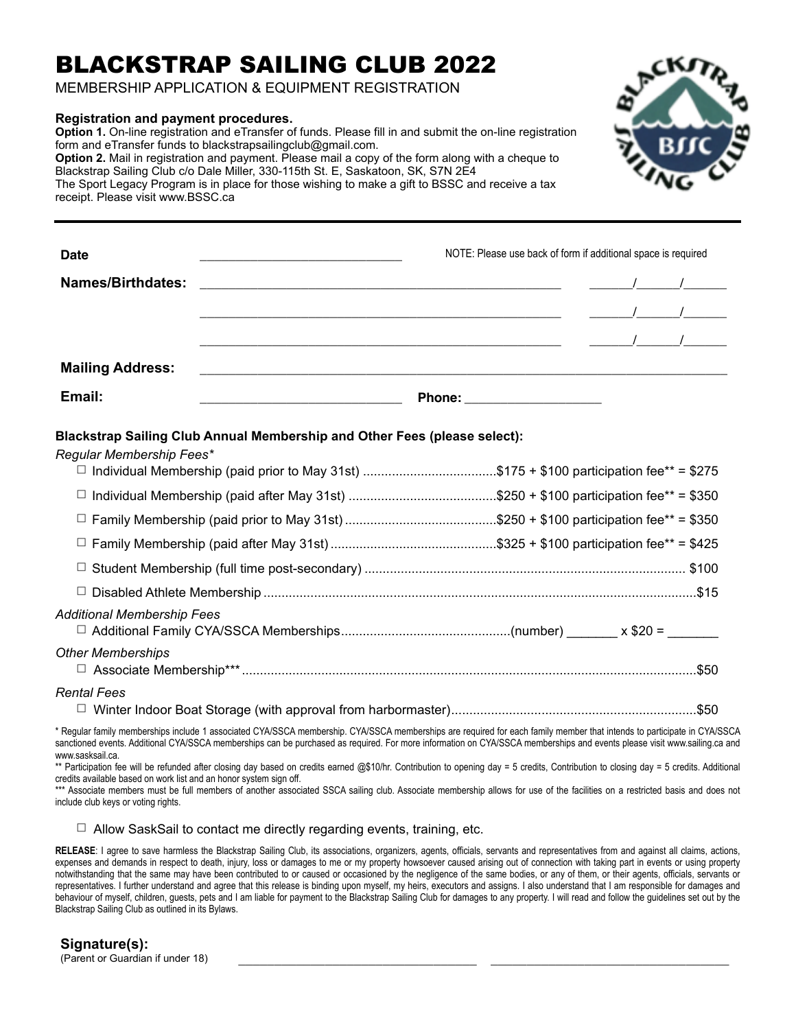# BLACKSTRAP SAILING CLUB 2022

MEMBERSHIP APPLICATION & EQUIPMENT REGISTRATION

**Registration and payment procedures.**
**Option 1.** On-line registration and eTransfer of funds. Please fill in and submit the on-line registration form and eTransfer funds to blackstrapsailingclub@gmail.com.
**Option 2.** Mail in registration and payment. Please mail a copy of the form along with a cheque to Blackstrap Sailing Club c/o Dale Miller, 330-115th St. E, Saskatoon, SK, S7N 2E4
The Sport Legacy Program is in place for those wishing to make a gift to BSSC and receive a tax receipt. Please visit www.BSSC.ca

---

**Date** ______________________________ NOTE: Please use back of form if additional space is required

**Names/Birthdates:** ______________________________________________ ______/______/______

______________________________________________ ______/______/______

______________________________________________ ______/______/______

**Mailing Address:** ______________________________________________________________

**Email:** ____________________________ **Phone:** ___________________

**Blackstrap Sailing Club Annual Membership and Other Fees (please select):**

*Regular Membership Fees\**

- ☐ Individual Membership (paid prior to May 31st) ....................................$175 + $100 participation fee** = $275
- ☐ Individual Membership (paid after May 31st) .........................................$250 + $100 participation fee** = $350
- ☐ Family Membership (paid prior to May 31st) ..........................................$250 + $100 participation fee** = $350
- ☐ Family Membership (paid after May 31st) ..............................................$325 + $100 participation fee** = $425
- ☐ Student Membership (full time post-secondary) ........................................................................................ $100
- ☐ Disabled Athlete Membership .......................................................................................................................$15

*Additional Membership Fees*

- ☐ Additional Family CYA/SSCA Memberships..............................................(number) _______ x $20 = _______

*Other Memberships*

- ☐ Associate Membership***.............................................................................................................................$50

*Rental Fees*

- ☐ Winter Indoor Boat Storage (with approval from harbormaster)...................................................................$50

\* Regular family memberships include 1 associated CYA/SSCA membership. CYA/SSCA memberships are required for each family member that intends to participate in CYA/SSCA sanctioned events. Additional CYA/SSCA memberships can be purchased as required. For more information on CYA/SSCA memberships and events please visit www.sailing.ca and www.sasksail.ca.
\** Participation fee will be refunded after closing day based on credits earned @$10/hr. Contribution to opening day = 5 credits, Contribution to closing day = 5 credits. Additional credits available based on work list and an honor system sign off.
\*** Associate members must be full members of another associated SSCA sailing club. Associate membership allows for use of the facilities on a restricted basis and does not include club keys or voting rights.

☐ Allow SaskSail to contact me directly regarding events, training, etc.

**RELEASE**: I agree to save harmless the Blackstrap Sailing Club, its associations, organizers, agents, officials, servants and representatives from and against all claims, actions, expenses and demands in respect to death, injury, loss or damages to me or my property howsoever caused arising out of connection with taking part in events or using property notwithstanding that the same may have been contributed to or caused or occasioned by the negligence of the same bodies, or any of them, or their agents, officials, servants or representatives. I further understand and agree that this release is binding upon myself, my heirs, executors and assigns. I also understand that I am responsible for damages and behaviour of myself, children, guests, pets and I am liable for payment to the Blackstrap Sailing Club for damages to any property. I will read and follow the guidelines set out by the Blackstrap Sailing Club as outlined in its Bylaws.

**Signature(s):**
(Parent or Guardian if under 18) ____________________________________ ____________________________________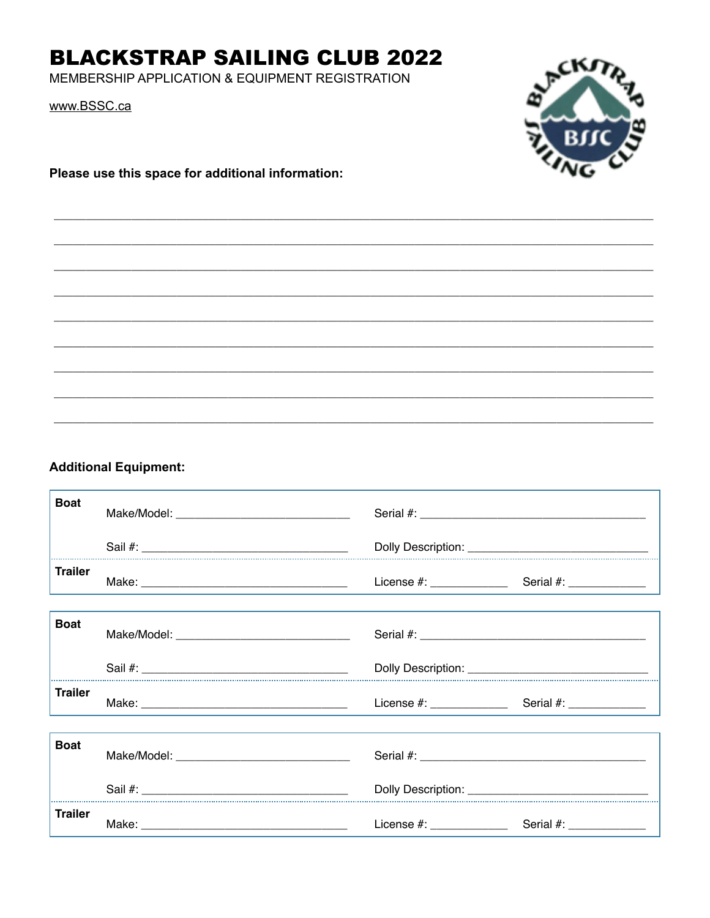# BLACKSTRAP SAILING CLUB 2022

MEMBERSHIP APPLICATION & EQUIPMENT REGISTRATION

www.BSSC.ca

**Please use this space for additional information:**

________________________________________________________________________________

________________________________________________________________________________

________________________________________________________________________________

________________________________________________________________________________

________________________________________________________________________________

________________________________________________________________________________

________________________________________________________________________________

________________________________________________________________________________

________________________________________________________________________________

**Additional Equipment:**

| | | |
|---|---|---|
| **Boat** | Make/Model: ____________________________ | Serial #: ____________________________________ |
| | Sail #: _________________________________ | Dolly Description: _____________________________ |
| **Trailer** | Make: _________________________________ | License #: ____________ Serial #: ____________ |

| | | |
|---|---|---|
| **Boat** | Make/Model: ____________________________ | Serial #: ____________________________________ |
| | Sail #: _________________________________ | Dolly Description: _____________________________ |
| **Trailer** | Make: _________________________________ | License #: ____________ Serial #: ____________ |

| | | |
|---|---|---|
| **Boat** | Make/Model: ____________________________ | Serial #: ____________________________________ |
| | Sail #: _________________________________ | Dolly Description: _____________________________ |
| **Trailer** | Make: _________________________________ | License #: ____________ Serial #: ____________ |